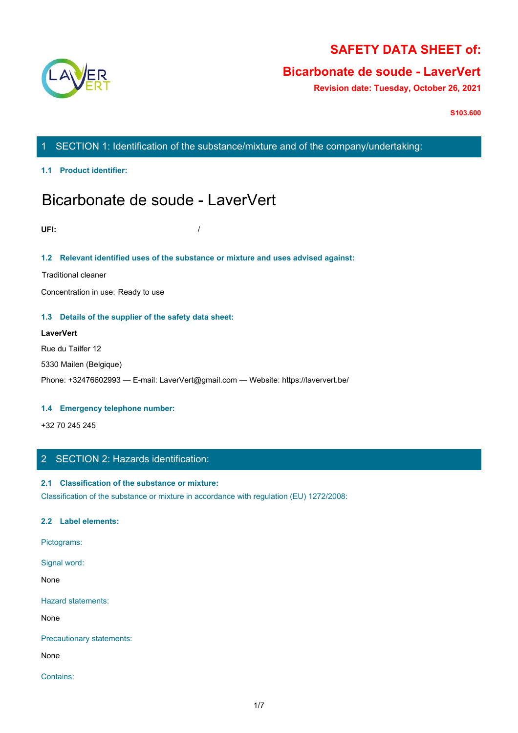# SAFETY DATA SHEET of:

## Bicarbonate de soude - LaverVert

**Revision date: Tuesday, October 26, 2021**

**S103.600**

## 1 SECTION 1: Identification of the substance/mixture and of the company/undertaking:

### 1.1 Product identifier:

# Bicarbonate de soude - LaverVert

**UFI:** /

### 1.2 Relevant identified uses of the substance or mixture and uses advised against:

Traditional cleaner

Concentration in use: Ready to use

### 1.3 Details of the supplier of the safety data sheet:

**LaverVert**

Rue du Tailfer 12

5330 Mailen (Belgique)

Phone: +32476602993 — E-mail: LaverVert@gmail.com — Website: https://laververt.be/

### 1.4 Emergency telephone number:

+32 70 245 245

## 2 SECTION 2: Hazards identification:

### 2.1 Classification of the substance or mixture:

Classification of the substance or mixture in accordance with regulation (EU) 1272/2008:

### 2.2 Label elements:

Pictograms:

Signal word:

None

Hazard statements:

None

Precautionary statements:

None

Contains: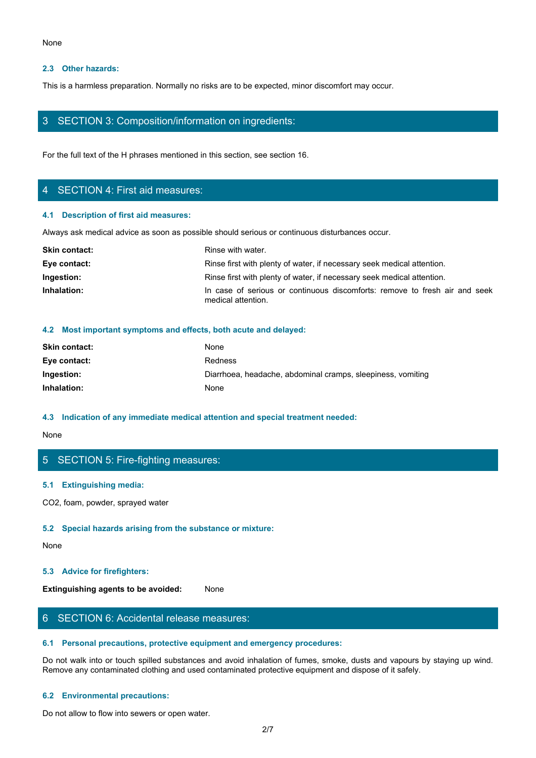None

### 2.3 Other hazards:

This is a harmless preparation. Normally no risks are to be expected, minor discomfort may occur.

## 3 SECTION 3: Composition/information on ingredients:

For the full text of the H phrases mentioned in this section, see section 16.

## 4 SECTION 4: First aid measures:

### 4.1 Description of first aid measures:

Always ask medical advice as soon as possible should serious or continuous disturbances occur.

| | |
|---|---|
| **Skin contact:** | Rinse with water. |
| **Eye contact:** | Rinse first with plenty of water, if necessary seek medical attention. |
| **Ingestion:** | Rinse first with plenty of water, if necessary seek medical attention. |
| **Inhalation:** | In case of serious or continuous discomforts: remove to fresh air and seek medical attention. |

### 4.2 Most important symptoms and effects, both acute and delayed:

| | |
|---|---|
| **Skin contact:** | None |
| **Eye contact:** | Redness |
| **Ingestion:** | Diarrhoea, headache, abdominal cramps, sleepiness, vomiting |
| **Inhalation:** | None |

### 4.3 Indication of any immediate medical attention and special treatment needed:

None

## 5 SECTION 5: Fire-fighting measures:

### 5.1 Extinguishing media:

$CO_2$, foam, powder, sprayed water

### 5.2 Special hazards arising from the substance or mixture:

None

### 5.3 Advice for firefighters:

**Extinguishing agents to be avoided:** None

## 6 SECTION 6: Accidental release measures:

### 6.1 Personal precautions, protective equipment and emergency procedures:

Do not walk into or touch spilled substances and avoid inhalation of fumes, smoke, dusts and vapours by staying up wind. Remove any contaminated clothing and used contaminated protective equipment and dispose of it safely.

### 6.2 Environmental precautions:

Do not allow to flow into sewers or open water.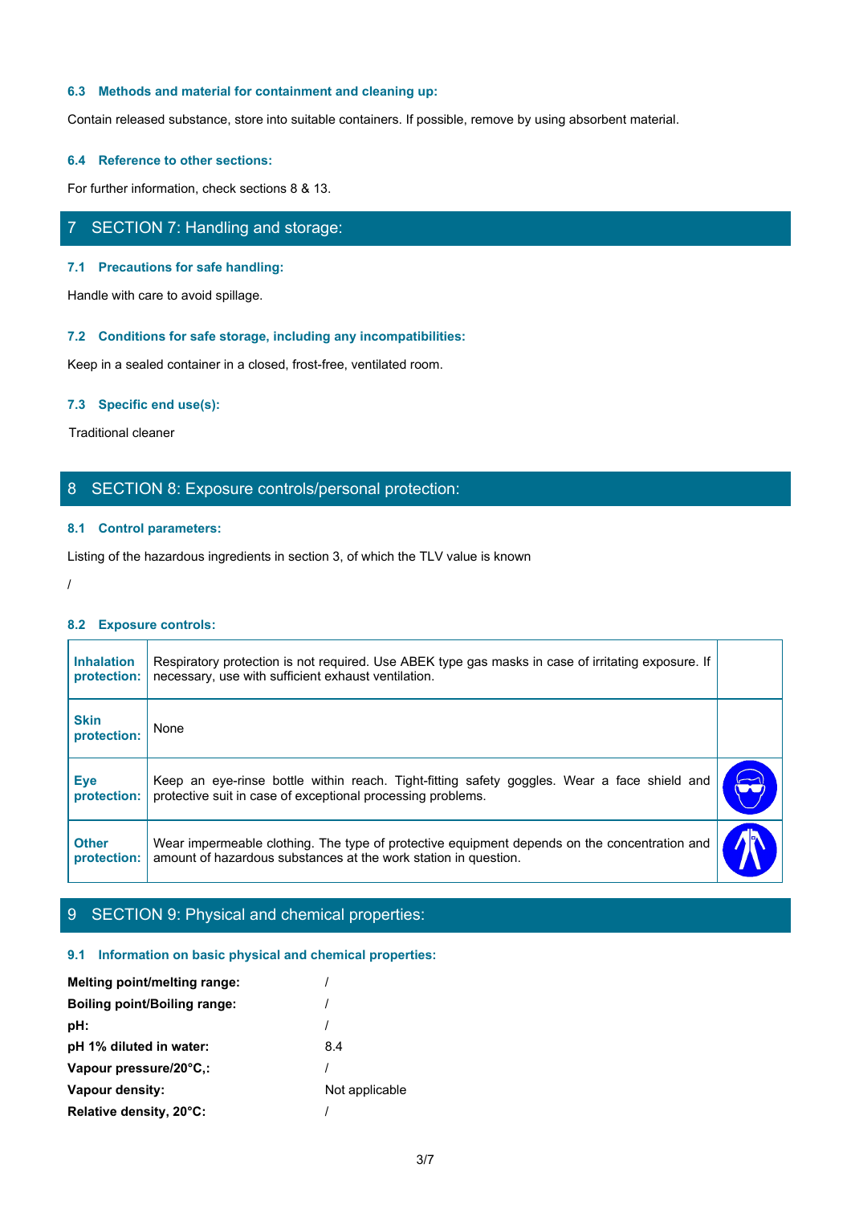### 6.3 Methods and material for containment and cleaning up:

Contain released substance, store into suitable containers. If possible, remove by using absorbent material.

### 6.4 Reference to other sections:

For further information, check sections 8 & 13.

## 7 SECTION 7: Handling and storage:

### 7.1 Precautions for safe handling:

Handle with care to avoid spillage.

### 7.2 Conditions for safe storage, including any incompatibilities:

Keep in a sealed container in a closed, frost-free, ventilated room.

### 7.3 Specific end use(s):

Traditional cleaner

## 8 SECTION 8: Exposure controls/personal protection:

### 8.1 Control parameters:

Listing of the hazardous ingredients in section 3, of which the TLV value is known

/

### 8.2 Exposure controls:

| | | |
|---|---|---|
| **Inhalation protection:** | Respiratory protection is not required. Use ABEK type gas masks in case of irritating exposure. If necessary, use with sufficient exhaust ventilation. | |
| **Skin protection:** | None | |
| **Eye protection:** | Keep an eye-rinse bottle within reach. Tight-fitting safety goggles. Wear a face shield and protective suit in case of exceptional processing problems. | |
| **Other protection:** | Wear impermeable clothing. The type of protective equipment depends on the concentration and amount of hazardous substances at the work station in question. | |

## 9 SECTION 9: Physical and chemical properties:

### 9.1 Information on basic physical and chemical properties:

| | |
|---|---|
| **Melting point/melting range:** | / |
| **Boiling point/Boiling range:** | / |
| **pH:** | / |
| **pH 1% diluted in water:** | 8.4 |
| **Vapour pressure/20°C,:** | / |
| **Vapour density:** | Not applicable |
| **Relative density, 20°C:** | / |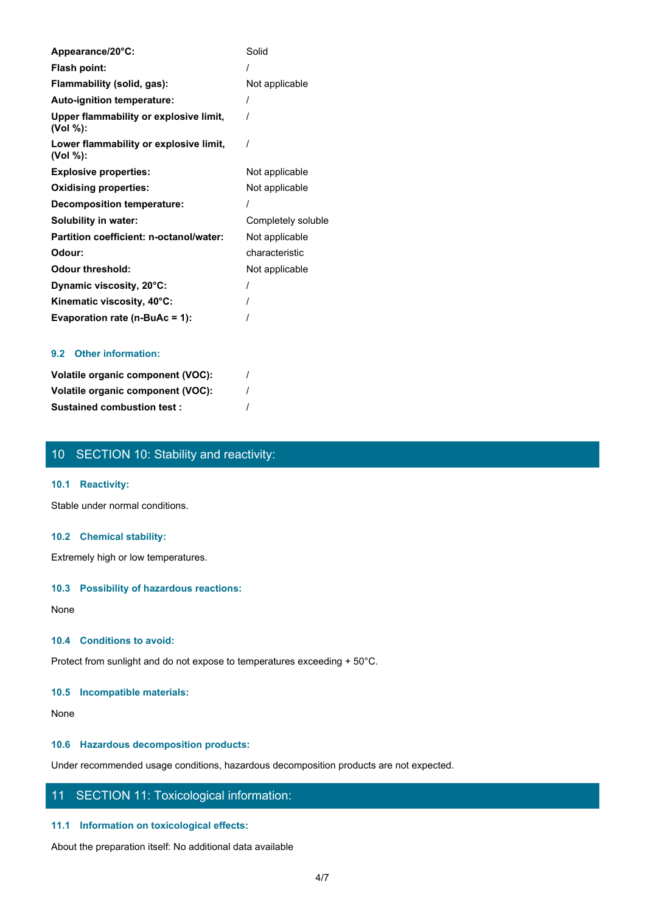| | |
|---|---|
| **Appearance/20°C:** | Solid |
| **Flash point:** | / |
| **Flammability (solid, gas):** | Not applicable |
| **Auto-ignition temperature:** | / |
| **Upper flammability or explosive limit, (Vol %):** | / |
| **Lower flammability or explosive limit, (Vol %):** | / |
| **Explosive properties:** | Not applicable |
| **Oxidising properties:** | Not applicable |
| **Decomposition temperature:** | / |
| **Solubility in water:** | Completely soluble |
| **Partition coefficient: n-octanol/water:** | Not applicable |
| **Odour:** | characteristic |
| **Odour threshold:** | Not applicable |
| **Dynamic viscosity, 20°C:** | / |
| **Kinematic viscosity, 40°C:** | / |
| **Evaporation rate (n-BuAc = 1):** | / |

### 9.2 Other information:

| | |
|---|---|
| **Volatile organic component (VOC):** | / |
| **Volatile organic component (VOC):** | / |
| **Sustained combustion test :** | / |

## 10 SECTION 10: Stability and reactivity:

### 10.1 Reactivity:

Stable under normal conditions.

### 10.2 Chemical stability:

Extremely high or low temperatures.

### 10.3 Possibility of hazardous reactions:

None

### 10.4 Conditions to avoid:

Protect from sunlight and do not expose to temperatures exceeding + 50°C.

### 10.5 Incompatible materials:

None

### 10.6 Hazardous decomposition products:

Under recommended usage conditions, hazardous decomposition products are not expected.

## 11 SECTION 11: Toxicological information:

### 11.1 Information on toxicological effects:

About the preparation itself: No additional data available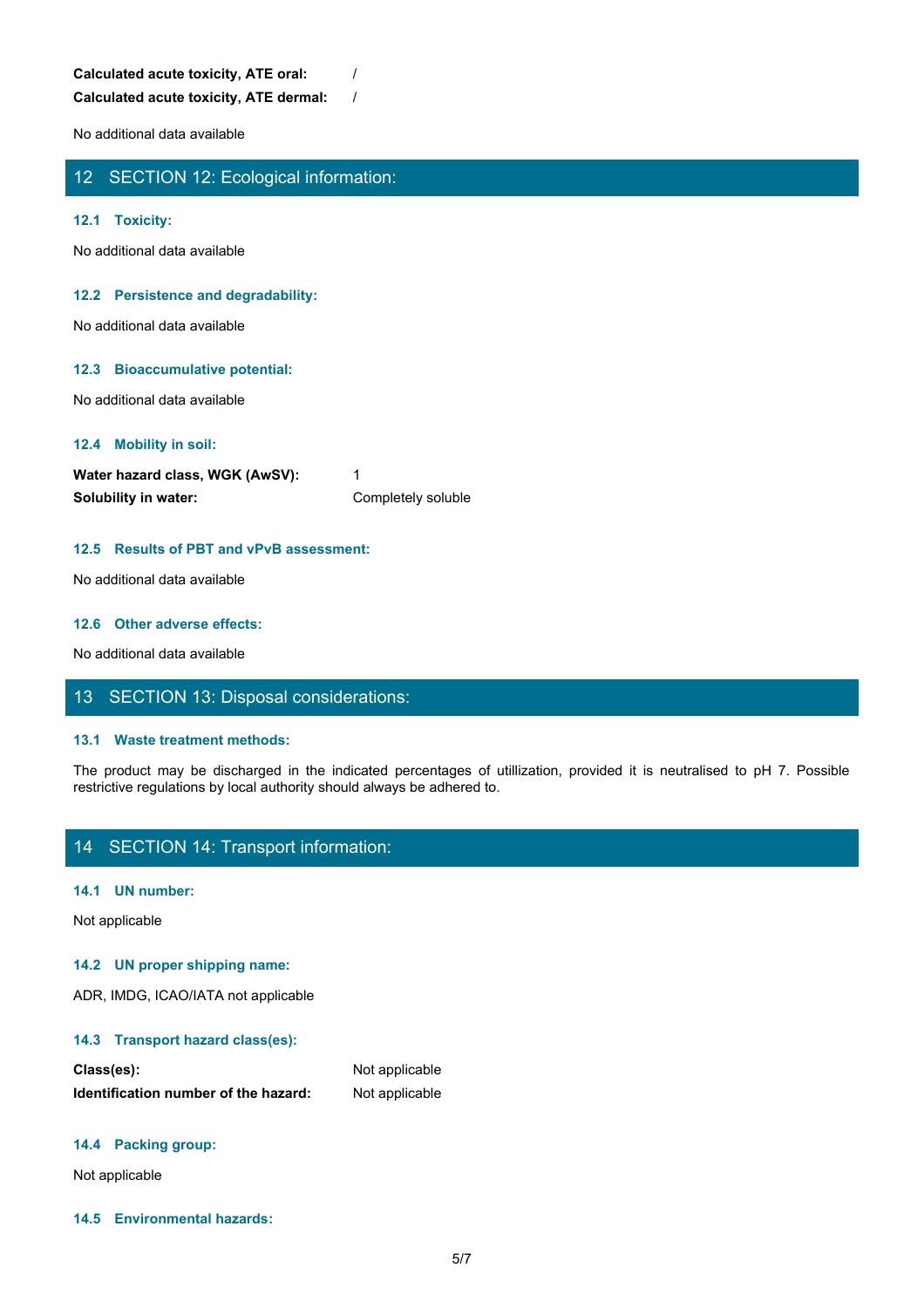**Calculated acute toxicity, ATE oral:** /

**Calculated acute toxicity, ATE dermal:** /

No additional data available

## 12 SECTION 12: Ecological information:

### 12.1 Toxicity:

No additional data available

### 12.2 Persistence and degradability:

No additional data available

### 12.3 Bioaccumulative potential:

No additional data available

### 12.4 Mobility in soil:

**Water hazard class, WGK (AwSV):** 1

**Solubility in water:** Completely soluble

### 12.5 Results of PBT and vPvB assessment:

No additional data available

### 12.6 Other adverse effects:

No additional data available

## 13 SECTION 13: Disposal considerations:

### 13.1 Waste treatment methods:

The product may be discharged in the indicated percentages of utillization, provided it is neutralised to pH 7. Possible restrictive regulations by local authority should always be adhered to.

## 14 SECTION 14: Transport information:

### 14.1 UN number:

Not applicable

### 14.2 UN proper shipping name:

ADR, IMDG, ICAO/IATA not applicable

### 14.3 Transport hazard class(es):

**Class(es):** Not applicable

**Identification number of the hazard:** Not applicable

### 14.4 Packing group:

Not applicable

### 14.5 Environmental hazards: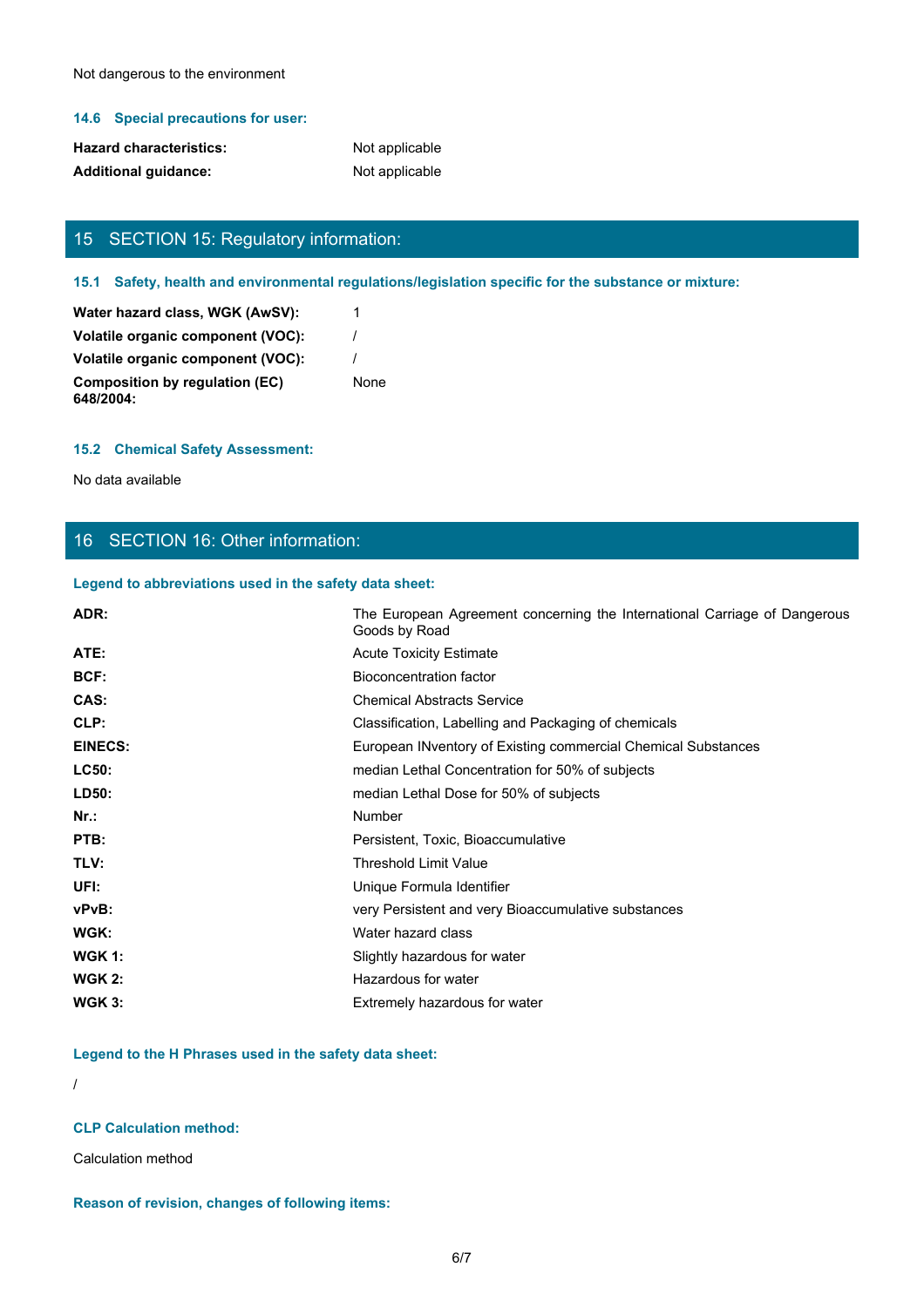Not dangerous to the environment

### 14.6 Special precautions for user:

| | |
|---|---|
| **Hazard characteristics:** | Not applicable |
| **Additional guidance:** | Not applicable |

## 15 SECTION 15: Regulatory information:

### 15.1 Safety, health and environmental regulations/legislation specific for the substance or mixture:

| | |
|---|---|
| **Water hazard class, WGK (AwSV):** | 1 |
| **Volatile organic component (VOC):** | / |
| **Volatile organic component (VOC):** | / |
| **Composition by regulation (EC) 648/2004:** | None |

### 15.2 Chemical Safety Assessment:

No data available

## 16 SECTION 16: Other information:

### Legend to abbreviations used in the safety data sheet:

| | |
|---|---|
| **ADR:** | The European Agreement concerning the International Carriage of Dangerous Goods by Road |
| **ATE:** | Acute Toxicity Estimate |
| **BCF:** | Bioconcentration factor |
| **CAS:** | Chemical Abstracts Service |
| **CLP:** | Classification, Labelling and Packaging of chemicals |
| **EINECS:** | European INventory of Existing commercial Chemical Substances |
| **LC50:** | median Lethal Concentration for 50% of subjects |
| **LD50:** | median Lethal Dose for 50% of subjects |
| **Nr.:** | Number |
| **PTB:** | Persistent, Toxic, Bioaccumulative |
| **TLV:** | Threshold Limit Value |
| **UFI:** | Unique Formula Identifier |
| **vPvB:** | very Persistent and very Bioaccumulative substances |
| **WGK:** | Water hazard class |
| **WGK 1:** | Slightly hazardous for water |
| **WGK 2:** | Hazardous for water |
| **WGK 3:** | Extremely hazardous for water |

### Legend to the H Phrases used in the safety data sheet:

/

### CLP Calculation method:

Calculation method

### Reason of revision, changes of following items: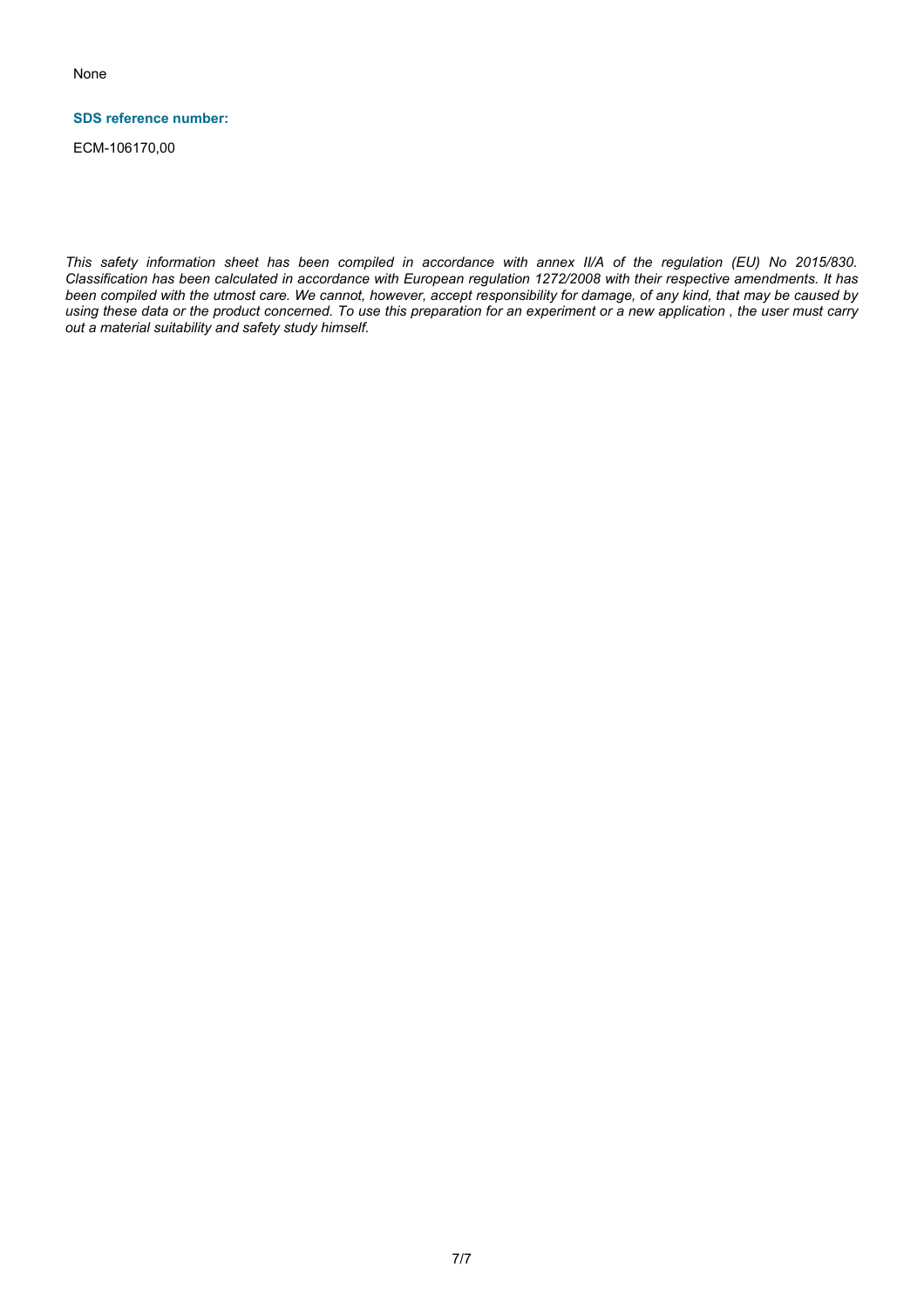None

**SDS reference number:**

ECM-106170,00

*This safety information sheet has been compiled in accordance with annex II/A of the regulation (EU) No 2015/830. Classification has been calculated in accordance with European regulation 1272/2008 with their respective amendments. It has been compiled with the utmost care. We cannot, however, accept responsibility for damage, of any kind, that may be caused by using these data or the product concerned. To use this preparation for an experiment or a new application , the user must carry out a material suitability and safety study himself.*